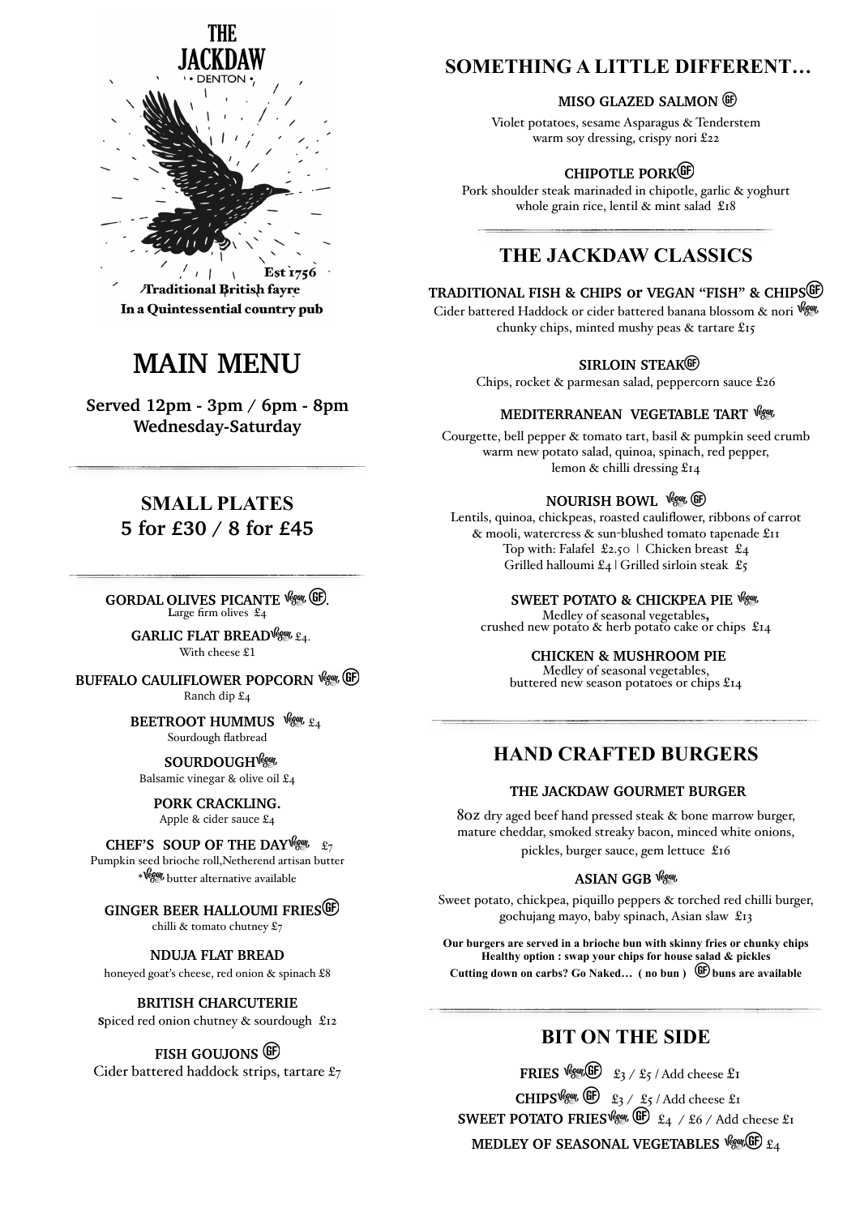THE JACKDAW
• DENTON •

Est 1756
Traditional British fayre
In a Quintessential country pub

# MAIN MENU

**Served 12pm - 3pm / 6pm - 8pm**
**Wednesday-Saturday**

## SMALL PLATES
## 5 for £30 / 8 for £45

**GORDAL OLIVES PICANTE** Vegan GF.
Large firm olives £4

**GARLIC FLAT BREAD** Vegan £4.
With cheese £1

**BUFFALO CAULIFLOWER POPCORN** Vegan GF
Ranch dip £4

**BEETROOT HUMMUS** Vegan £4
Sourdough flatbread

**SOURDOUGH** Vegan
Balsamic vinegar & olive oil £4

**PORK CRACKLING.**
Apple & cider sauce £4

**CHEF'S SOUP OF THE DAY** Vegan £7
Pumpkin seed brioche roll,Netherend artisan butter
*Vegan butter alternative available

**GINGER BEER HALLOUMI FRIES** GF
chilli & tomato chutney £7

**NDUJA FLAT BREAD**
honeyed goat's cheese, red onion & spinach £8

**BRITISH CHARCUTERIE**
Spiced red onion chutney & sourdough £12

**FISH GOUJONS** GF
Cider battered haddock strips, tartare £7

## SOMETHING A LITTLE DIFFERENT...

**MISO GLAZED SALMON** GF
Violet potatoes, sesame Asparagus & Tenderstem
warm soy dressing, crispy nori £22

**CHIPOTLE PORK** GF
Pork shoulder steak marinaded in chipotle, garlic & yoghurt
whole grain rice, lentil & mint salad £18

## THE JACKDAW CLASSICS

**TRADITIONAL FISH & CHIPS or VEGAN "FISH" & CHIPS** GF
Cider battered Haddock or cider battered banana blossom & nori Vegan
chunky chips, minted mushy peas & tartare £15

**SIRLOIN STEAK** GF
Chips, rocket & parmesan salad, peppercorn sauce £26

**MEDITERRANEAN VEGETABLE TART** Vegan
Courgette, bell pepper & tomato tart, basil & pumpkin seed crumb
warm new potato salad, quinoa, spinach, red pepper,
lemon & chilli dressing £14

**NOURISH BOWL** Vegan GF
Lentils, quinoa, chickpeas, roasted cauliflower, ribbons of carrot
& mooli, watercress & sun-blushed tomato tapenade £11
Top with: Falafel £2.50 | Chicken breast £4
Grilled halloumi £4 | Grilled sirloin steak £5

**SWEET POTATO & CHICKPEA PIE** Vegan
Medley of seasonal vegetables,
crushed new potato & herb potato cake or chips £14

**CHICKEN & MUSHROOM PIE**
Medley of seasonal vegetables,
buttered new season potatoes or chips £14

## HAND CRAFTED BURGERS

**THE JACKDAW GOURMET BURGER**

8oz dry aged beef hand pressed steak & bone marrow burger,
mature cheddar, smoked streaky bacon, minced white onions,
pickles, burger sauce, gem lettuce £16

**ASIAN GGB** Vegan

Sweet potato, chickpea, piquillo peppers & torched red chilli burger,
gochujang mayo, baby spinach, Asian slaw £13

**Our burgers are served in a brioche bun with skinny fries or chunky chips**
**Healthy option : swap your chips for house salad & pickles**
**Cutting down on carbs? Go Naked... ( no bun ) GF buns are available**

## BIT ON THE SIDE

**FRIES** Vegan GF £3 / £5 / Add cheese £1

**CHIPS** Vegan GF £3 / £5 / Add cheese £1

**SWEET POTATO FRIES** Vegan GF £4 / £6 / Add cheese £1

**MEDLEY OF SEASONAL VEGETABLES** Vegan GF £4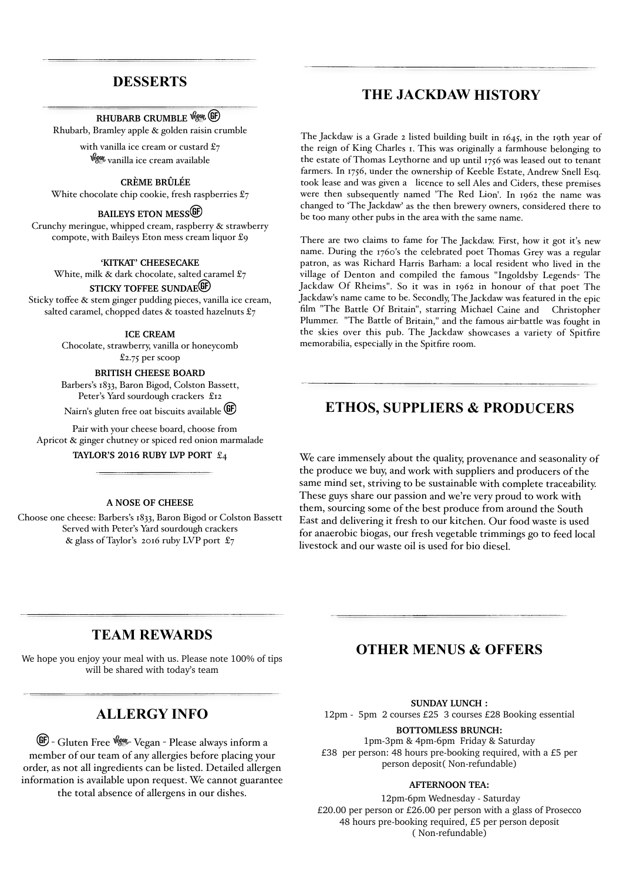## DESSERTS

**RHUBARB CRUMBLE** Vegan (GF)
Rhubarb, Bramley apple & golden raisin crumble
with vanilla ice cream or custard £7
Vegan vanilla ice cream available

**CRÈME BRÛLÉE**
White chocolate chip cookie, fresh raspberries £7

**BAILEYS ETON MESS** (GF)
Crunchy meringue, whipped cream, raspberry & strawberry compote, with Baileys Eton mess cream liquor £9

**'KITKAT' CHEESECAKE**
White, milk & dark chocolate, salted caramel £7

**STICKY TOFFEE SUNDAE** (GF)
Sticky toffee & stem ginger pudding pieces, vanilla ice cream, salted caramel, chopped dates & toasted hazelnuts £7

**ICE CREAM**
Chocolate, strawberry, vanilla or honeycomb
£2.75 per scoop

**BRITISH CHEESE BOARD**
Barbers's 1833, Baron Bigod, Colston Bassett, Peter's Yard sourdough crackers £12
Nairn's gluten free oat biscuits available (GF)

Pair with your cheese board, choose from
Apricot & ginger chutney or spiced red onion marmalade

**TAYLOR'S 2016 RUBY LVP PORT** £4

**A NOSE OF CHEESE**
Choose one cheese: Barbers's 1833, Baron Bigod or Colston Bassett
Served with Peter's Yard sourdough crackers
& glass of Taylor's 2016 ruby LVP port £7

## THE JACKDAW HISTORY

The Jackdaw is a Grade 2 listed building built in 1645, in the 19th year of the reign of King Charles 1. This was originally a farmhouse belonging to the estate of Thomas Leythorne and up until 1756 was leased out to tenant farmers. In 1756, under the ownership of Keeble Estate, Andrew Snell Esq. took lease and was given a licence to sell Ales and Ciders, these premises were then subsequently named 'The Red Lion'. In 1962 the name was changed to 'The Jackdaw' as the then brewery owners, considered there to be too many other pubs in the area with the same name.

There are two claims to fame for The Jackdaw. First, how it got it's new name. During the 1760's the celebrated poet Thomas Grey was a regular patron, as was Richard Harris Barham: a local resident who lived in the village of Denton and compiled the famous "Ingoldsby Legends- The Jackdaw Of Rheims". So it was in 1962 in honour of that poet The Jackdaw's name came to be. Secondly, The Jackdaw was featured in the epic film "The Battle Of Britain", starring Michael Caine and Christopher Plummer. "The Battle of Britain," and the famous air-battle was fought in the skies over this pub. The Jackdaw showcases a variety of Spitfire memorabilia, especially in the Spitfire room.

## ETHOS, SUPPLIERS & PRODUCERS

We care immensely about the quality, provenance and seasonality of the produce we buy, and work with suppliers and producers of the same mind set, striving to be sustainable with complete traceability. These guys share our passion and we're very proud to work with them, sourcing some of the best produce from around the South East and delivering it fresh to our kitchen. Our food waste is used for anaerobic biogas, our fresh vegetable trimmings go to feed local livestock and our waste oil is used for bio diesel.

## TEAM REWARDS

We hope you enjoy your meal with us. Please note 100% of tips will be shared with today's team

## ALLERGY INFO

(GF) - Gluten Free Vegan - Vegan - Please always inform a member of our team of any allergies before placing your order, as not all ingredients can be listed. Detailed allergen information is available upon request. We cannot guarantee the total absence of allergens in our dishes.

## OTHER MENUS & OFFERS

**SUNDAY LUNCH :**
12pm - 5pm 2 courses £25 3 courses £28 Booking essential

**BOTTOMLESS BRUNCH:**
1pm-3pm & 4pm-6pm Friday & Saturday
£38 per person: 48 hours pre-booking required, with a £5 per person deposit( Non-refundable)

**AFTERNOON TEA:**
12pm-6pm Wednesday - Saturday
£20.00 per person or £26.00 per person with a glass of Prosecco
48 hours pre-booking required, £5 per person deposit
( Non-refundable)